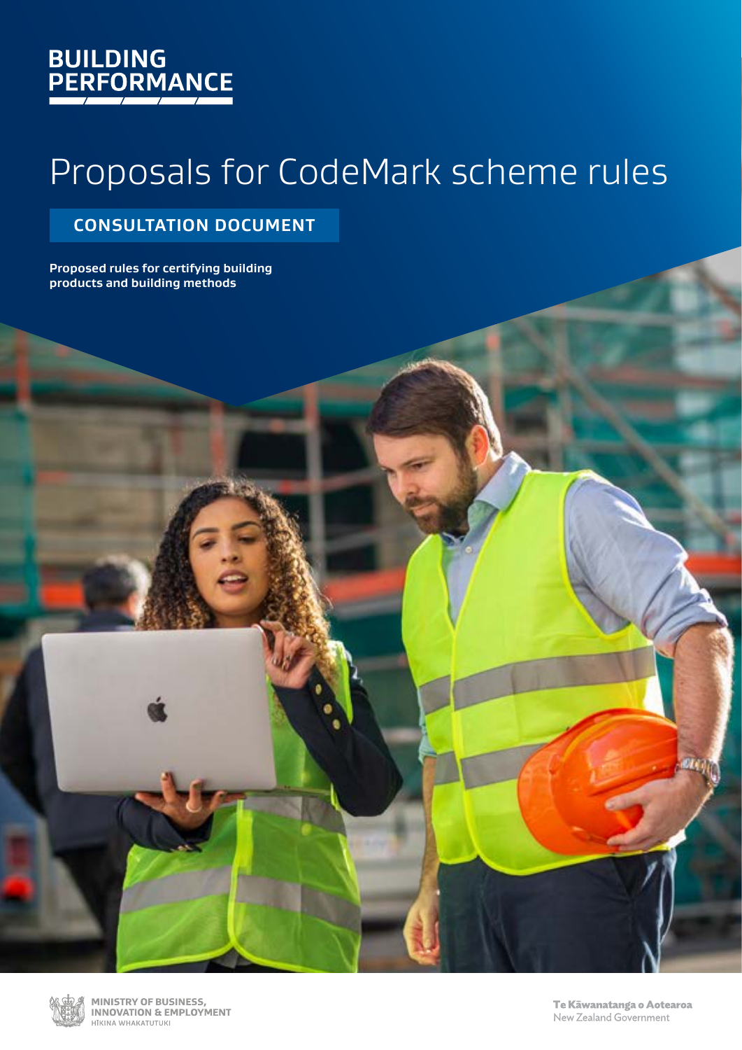BUILDING PERFORMANCE

# Proposals for CodeMark scheme rules

## CONSULTATION DOCUMENT

**Proposed rules for certifying building products and building methods**

MINISTRY OF BUSINESS, INNOVATION & EMPLOYMENT
HĪKINA WHAKATUTUKI

Te Kāwanatanga o Aotearoa
New Zealand Government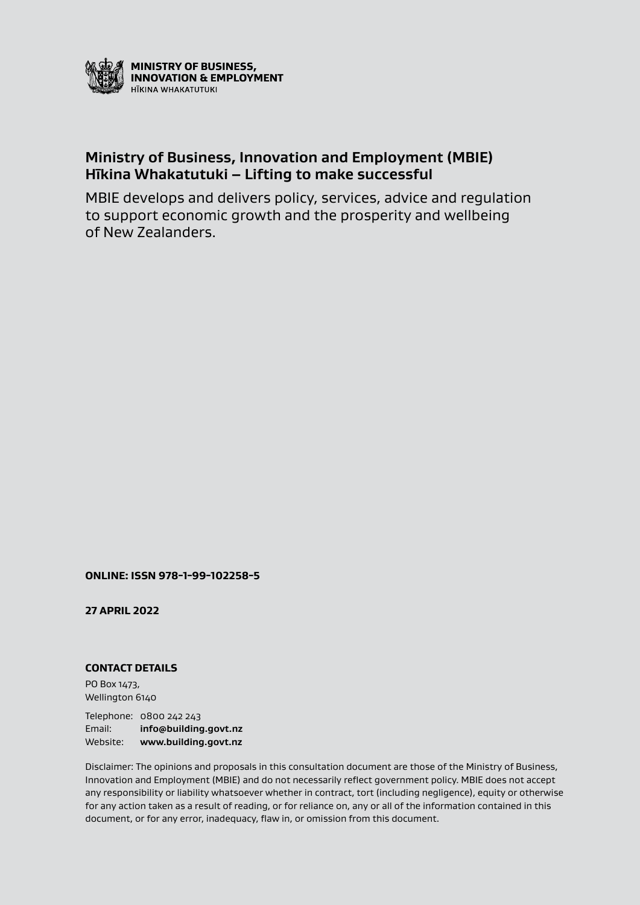**MINISTRY OF BUSINESS, INNOVATION & EMPLOYMENT**
HĪKINA WHAKATUTUKI

## Ministry of Business, Innovation and Employment (MBIE)
## Hīkina Whakatutuki – Lifting to make successful

MBIE develops and delivers policy, services, advice and regulation to support economic growth and the prosperity and wellbeing of New Zealanders.

**ONLINE: ISSN 978-1-99-102258-5**

**27 APRIL 2022**

**CONTACT DETAILS**

PO Box 1473,
Wellington 6140

Telephone: 0800 242 243
Email: **info@building.govt.nz**
Website: **www.building.govt.nz**

Disclaimer: The opinions and proposals in this consultation document are those of the Ministry of Business, Innovation and Employment (MBIE) and do not necessarily reflect government policy. MBIE does not accept any responsibility or liability whatsoever whether in contract, tort (including negligence), equity or otherwise for any action taken as a result of reading, or for reliance on, any or all of the information contained in this document, or for any error, inadequacy, flaw in, or omission from this document.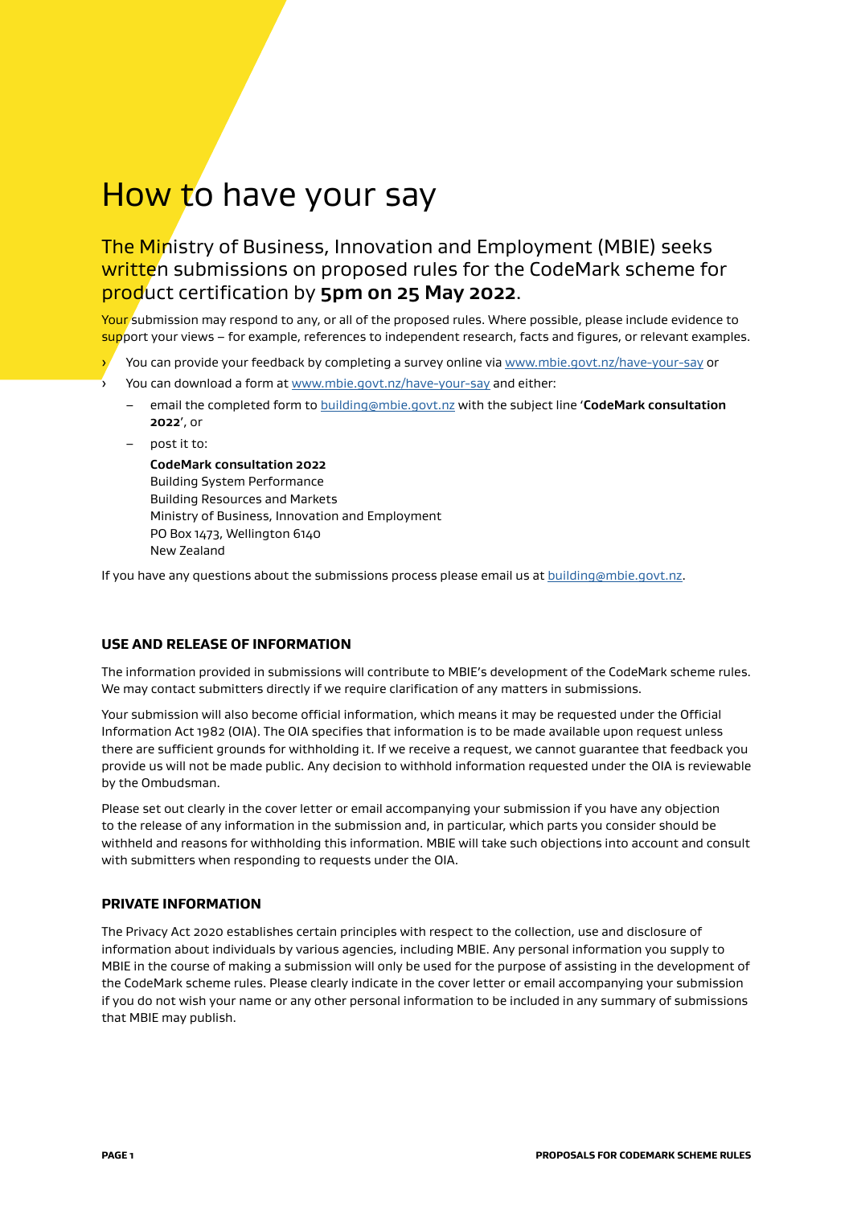# How to have your say

## The Ministry of Business, Innovation and Employment (MBIE) seeks written submissions on proposed rules for the CodeMark scheme for product certification by **5pm on 25 May 2022**.

Your submission may respond to any, or all of the proposed rules. Where possible, please include evidence to support your views – for example, references to independent research, facts and figures, or relevant examples.

- You can provide your feedback by completing a survey online via www.mbie.govt.nz/have-your-say or
- You can download a form at www.mbie.govt.nz/have-your-say and either:
  - email the completed form to building@mbie.govt.nz with the subject line '**CodeMark consultation 2022**', or
  - post it to:

    **CodeMark consultation 2022**
    Building System Performance
    Building Resources and Markets
    Ministry of Business, Innovation and Employment
    PO Box 1473, Wellington 6140
    New Zealand

If you have any questions about the submissions process please email us at building@mbie.govt.nz.

### USE AND RELEASE OF INFORMATION

The information provided in submissions will contribute to MBIE's development of the CodeMark scheme rules. We may contact submitters directly if we require clarification of any matters in submissions.

Your submission will also become official information, which means it may be requested under the Official Information Act 1982 (OIA). The OIA specifies that information is to be made available upon request unless there are sufficient grounds for withholding it. If we receive a request, we cannot guarantee that feedback you provide us will not be made public. Any decision to withhold information requested under the OIA is reviewable by the Ombudsman.

Please set out clearly in the cover letter or email accompanying your submission if you have any objection to the release of any information in the submission and, in particular, which parts you consider should be withheld and reasons for withholding this information. MBIE will take such objections into account and consult with submitters when responding to requests under the OIA.

### PRIVATE INFORMATION

The Privacy Act 2020 establishes certain principles with respect to the collection, use and disclosure of information about individuals by various agencies, including MBIE. Any personal information you supply to MBIE in the course of making a submission will only be used for the purpose of assisting in the development of the CodeMark scheme rules. Please clearly indicate in the cover letter or email accompanying your submission if you do not wish your name or any other personal information to be included in any summary of submissions that MBIE may publish.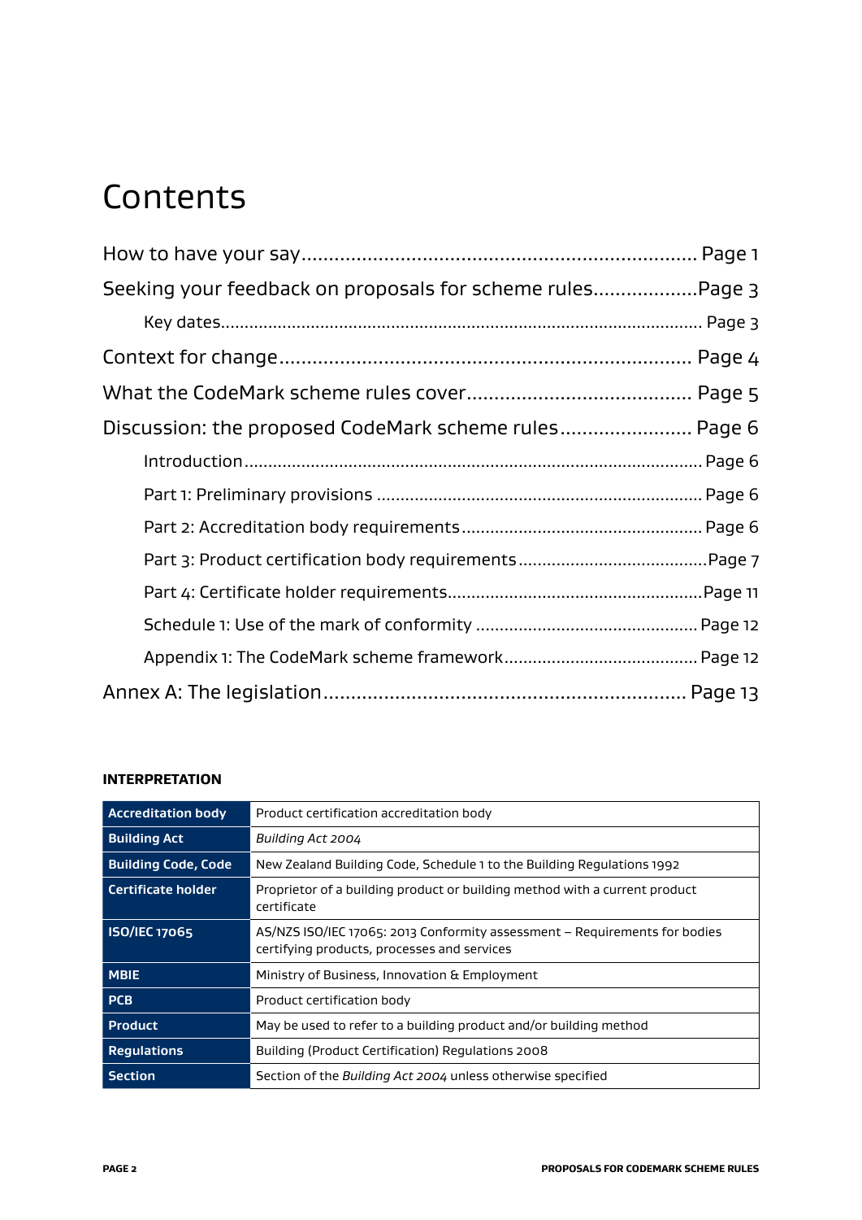# Contents

How to have your say........................................................................ Page 1

Seeking your feedback on proposals for scheme rules...................Page 3

- Key dates.................................................................................................... Page 3

Context for change........................................................................... Page 4

What the CodeMark scheme rules cover......................................... Page 5

Discussion: the proposed CodeMark scheme rules........................ Page 6

- Introduction................................................................................................ Page 6
- Part 1: Preliminary provisions .................................................................... Page 6
- Part 2: Accreditation body requirements.................................................. Page 6
- Part 3: Product certification body requirements........................................Page 7
- Part 4: Certificate holder requirements......................................................Page 11
- Schedule 1: Use of the mark of conformity .............................................. Page 12
- Appendix 1: The CodeMark scheme framework......................................... Page 12

Annex A: The legislation.................................................................. Page 13

**INTERPRETATION**

| | |
|---|---|
| **Accreditation body** | Product certification accreditation body |
| **Building Act** | *Building Act 2004* |
| **Building Code, Code** | New Zealand Building Code, Schedule 1 to the Building Regulations 1992 |
| **Certificate holder** | Proprietor of a building product or building method with a current product certificate |
| **ISO/IEC 17065** | AS/NZS ISO/IEC 17065: 2013 Conformity assessment – Requirements for bodies certifying products, processes and services |
| **MBIE** | Ministry of Business, Innovation & Employment |
| **PCB** | Product certification body |
| **Product** | May be used to refer to a building product and/or building method |
| **Regulations** | Building (Product Certification) Regulations 2008 |
| **Section** | Section of the *Building Act 2004* unless otherwise specified |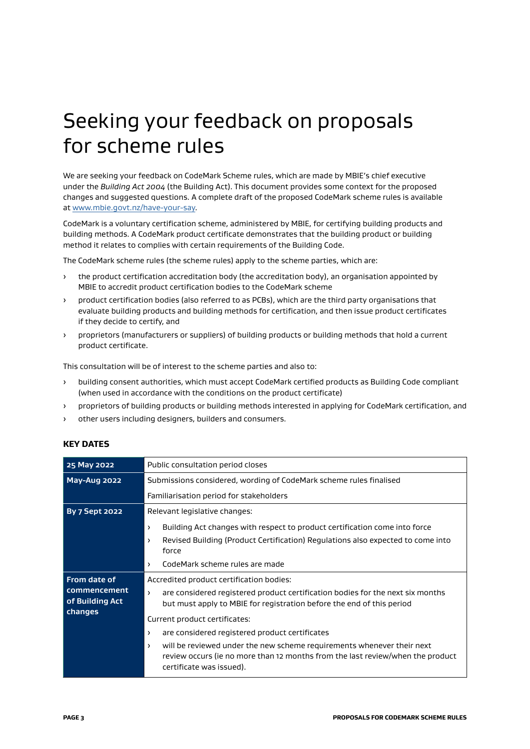# Seeking your feedback on proposals for scheme rules

We are seeking your feedback on CodeMark Scheme rules, which are made by MBIE's chief executive under the *Building Act 2004* (the Building Act). This document provides some context for the proposed changes and suggested questions. A complete draft of the proposed CodeMark scheme rules is available at [www.mbie.govt.nz/have-your-say](www.mbie.govt.nz/have-your-say).

CodeMark is a voluntary certification scheme, administered by MBIE, for certifying building products and building methods. A CodeMark product certificate demonstrates that the building product or building method it relates to complies with certain requirements of the Building Code.

The CodeMark scheme rules (the scheme rules) apply to the scheme parties, which are:

- the product certification accreditation body (the accreditation body), an organisation appointed by MBIE to accredit product certification bodies to the CodeMark scheme
- product certification bodies (also referred to as PCBs), which are the third party organisations that evaluate building products and building methods for certification, and then issue product certificates if they decide to certify, and
- proprietors (manufacturers or suppliers) of building products or building methods that hold a current product certificate.

This consultation will be of interest to the scheme parties and also to:

- building consent authorities, which must accept CodeMark certified products as Building Code compliant (when used in accordance with the conditions on the product certificate)
- proprietors of building products or building methods interested in applying for CodeMark certification, and
- other users including designers, builders and consumers.

### KEY DATES

| Date | Event |
|---|---|
| **25 May 2022** | Public consultation period closes |
| **May-Aug 2022** | Submissions considered, wording of CodeMark scheme rules finalised<br><br>Familiarisation period for stakeholders |
| **By 7 Sept 2022** | Relevant legislative changes:<br>› Building Act changes with respect to product certification come into force<br>› Revised Building (Product Certification) Regulations also expected to come into force<br>› CodeMark scheme rules are made |
| **From date of commencement of Building Act changes** | Accredited product certification bodies:<br>› are considered registered product certification bodies for the next six months but must apply to MBIE for registration before the end of this period<br><br>Current product certificates:<br>› are considered registered product certificates<br>› will be reviewed under the new scheme requirements whenever their next review occurs (ie no more than 12 months from the last review/when the product certificate was issued). |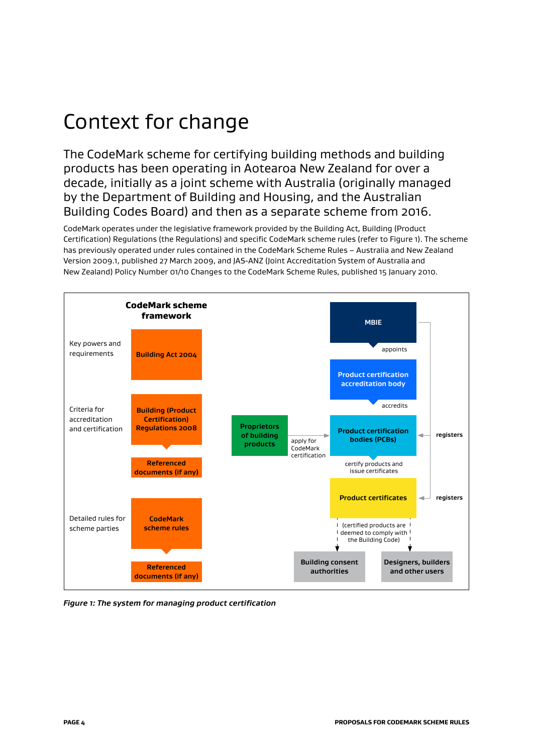# Context for change

The CodeMark scheme for certifying building methods and building products has been operating in Aotearoa New Zealand for over a decade, initially as a joint scheme with Australia (originally managed by the Department of Building and Housing, and the Australian Building Codes Board) and then as a separate scheme from 2016.

CodeMark operates under the legislative framework provided by the Building Act, Building (Product Certification) Regulations (the Regulations) and specific CodeMark scheme rules (refer to Figure 1). The scheme has previously operated under rules contained in the CodeMark Scheme Rules – Australia and New Zealand Version 2009.1, published 27 March 2009, and JAS-ANZ (Joint Accreditation System of Australia and New Zealand) Policy Number 01/10 Changes to the CodeMark Scheme Rules, published 15 January 2010.

**CodeMark scheme framework**

- Key powers and requirements: **Building Act 2004**
- Criteria for accreditation and certification: **Building (Product Certification) Regulations 2008** → **Referenced documents (if any)**
- Detailed rules for scheme parties: **CodeMark scheme rules** → **Referenced documents (if any)**

**MBIE** — appoints → **Product certification accreditation body** — accredits → **Product certification bodies (PCBs)** — certify products and issue certificates → **Product certificates**

**Proprietors of building products** — apply for CodeMark certification → **Product certification bodies (PCBs)**

MBIE registers Product certification bodies (PCBs) and registers Product certificates.

**Product certificates** — (certified products are deemed to comply with the Building Code) → **Building consent authorities**; **Designers, builders and other users**

*Figure 1: The system for managing product certification*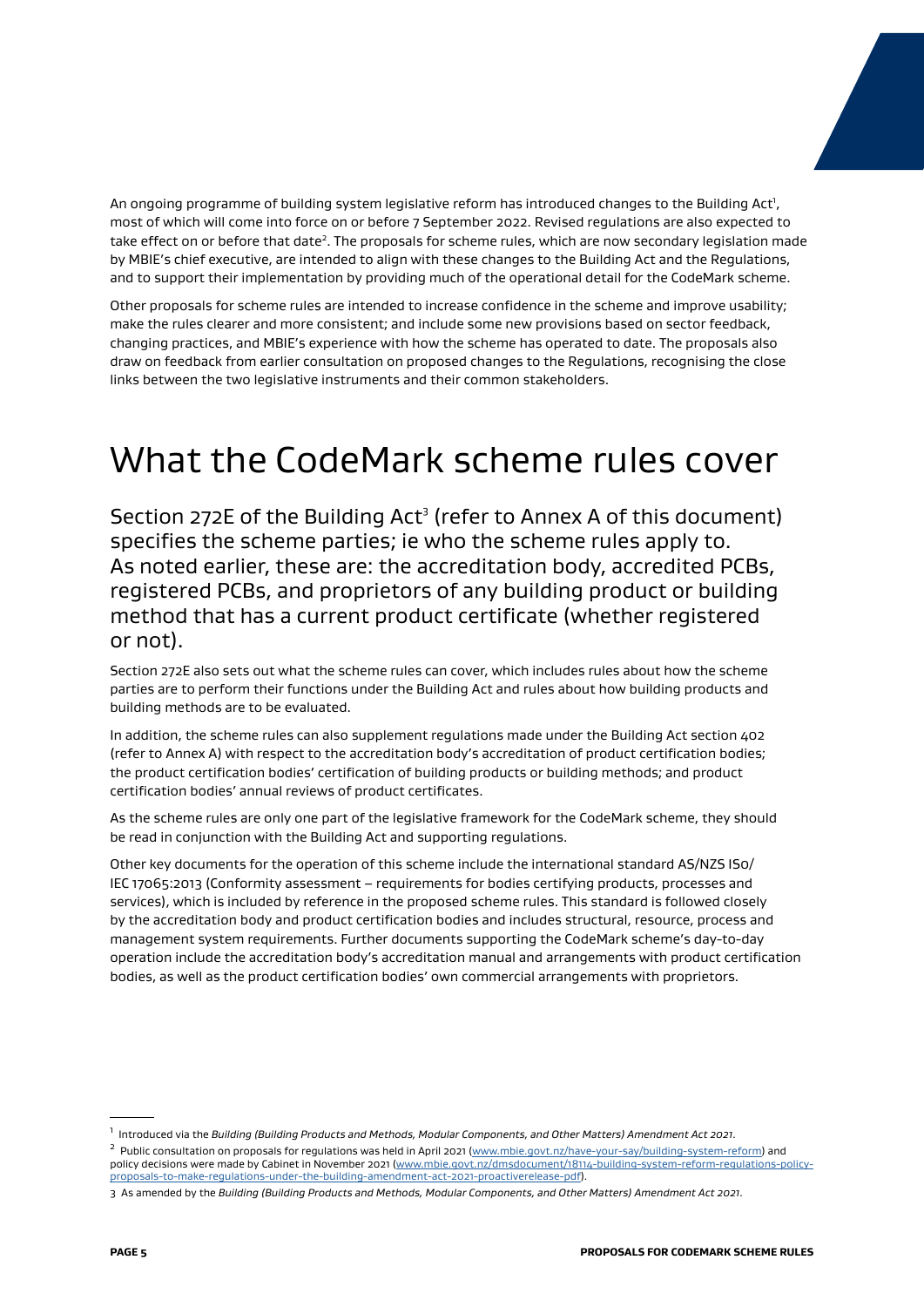An ongoing programme of building system legislative reform has introduced changes to the Building Act[1], most of which will come into force on or before 7 September 2022. Revised regulations are also expected to take effect on or before that date[2]. The proposals for scheme rules, which are now secondary legislation made by MBIE's chief executive, are intended to align with these changes to the Building Act and the Regulations, and to support their implementation by providing much of the operational detail for the CodeMark scheme.

Other proposals for scheme rules are intended to increase confidence in the scheme and improve usability; make the rules clearer and more consistent; and include some new provisions based on sector feedback, changing practices, and MBIE's experience with how the scheme has operated to date. The proposals also draw on feedback from earlier consultation on proposed changes to the Regulations, recognising the close links between the two legislative instruments and their common stakeholders.

# What the CodeMark scheme rules cover

Section 272E of the Building Act[3] (refer to Annex A of this document) specifies the scheme parties; ie who the scheme rules apply to. As noted earlier, these are: the accreditation body, accredited PCBs, registered PCBs, and proprietors of any building product or building method that has a current product certificate (whether registered or not).

Section 272E also sets out what the scheme rules can cover, which includes rules about how the scheme parties are to perform their functions under the Building Act and rules about how building products and building methods are to be evaluated.

In addition, the scheme rules can also supplement regulations made under the Building Act section 402 (refer to Annex A) with respect to the accreditation body's accreditation of product certification bodies; the product certification bodies' certification of building products or building methods; and product certification bodies' annual reviews of product certificates.

As the scheme rules are only one part of the legislative framework for the CodeMark scheme, they should be read in conjunction with the Building Act and supporting regulations.

Other key documents for the operation of this scheme include the international standard AS/NZS ISo/IEC 17065:2013 (Conformity assessment – requirements for bodies certifying products, processes and services), which is included by reference in the proposed scheme rules. This standard is followed closely by the accreditation body and product certification bodies and includes structural, resource, process and management system requirements. Further documents supporting the CodeMark scheme's day-to-day operation include the accreditation body's accreditation manual and arrangements with product certification bodies, as well as the product certification bodies' own commercial arrangements with proprietors.

---

[1] Introduced via the *Building (Building Products and Methods, Modular Components, and Other Matters) Amendment Act 2021*.

[2] Public consultation on proposals for regulations was held in April 2021 (www.mbie.govt.nz/have-your-say/building-system-reform) and policy decisions were made by Cabinet in November 2021 (www.mbie.govt.nz/dmsdocument/18114-building-system-reform-regulations-policy-proposals-to-make-regulations-under-the-building-amendment-act-2021-proactiverelease-pdf).

[3] As amended by the *Building (Building Products and Methods, Modular Components, and Other Matters) Amendment Act 2021*.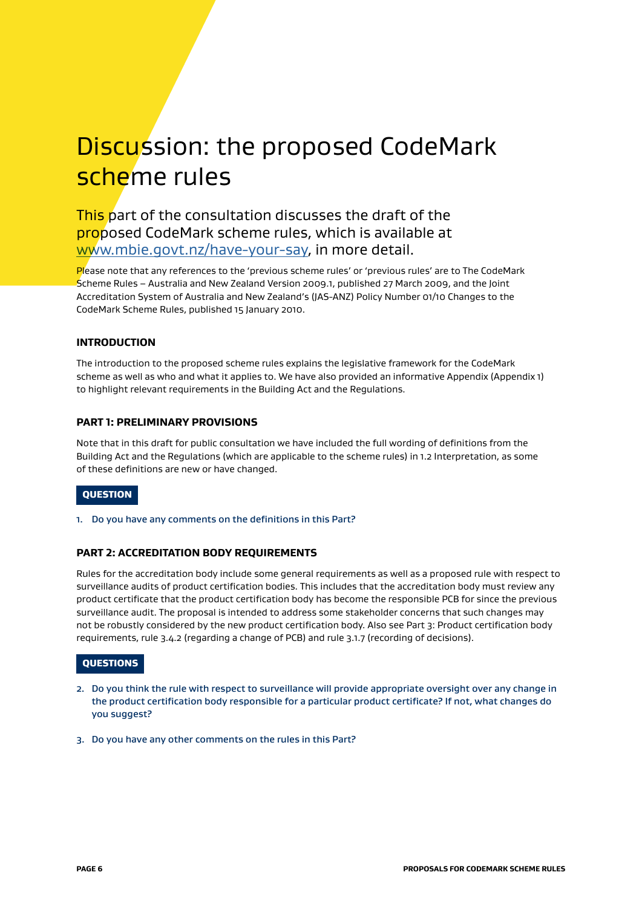# Discussion: the proposed CodeMark scheme rules

## This part of the consultation discusses the draft of the proposed CodeMark scheme rules, which is available at [www.mbie.govt.nz/have-your-say](www.mbie.govt.nz/have-your-say), in more detail.

Please note that any references to the 'previous scheme rules' or 'previous rules' are to The CodeMark Scheme Rules – Australia and New Zealand Version 2009.1, published 27 March 2009, and the Joint Accreditation System of Australia and New Zealand's (JAS-ANZ) Policy Number 01/10 Changes to the CodeMark Scheme Rules, published 15 January 2010.

### INTRODUCTION

The introduction to the proposed scheme rules explains the legislative framework for the CodeMark scheme as well as who and what it applies to. We have also provided an informative Appendix (Appendix 1) to highlight relevant requirements in the Building Act and the Regulations.

### PART 1: PRELIMINARY PROVISIONS

Note that in this draft for public consultation we have included the full wording of definitions from the Building Act and the Regulations (which are applicable to the scheme rules) in 1.2 Interpretation, as some of these definitions are new or have changed.

**QUESTION**

1. Do you have any comments on the definitions in this Part?

### PART 2: ACCREDITATION BODY REQUIREMENTS

Rules for the accreditation body include some general requirements as well as a proposed rule with respect to surveillance audits of product certification bodies. This includes that the accreditation body must review any product certificate that the product certification body has become the responsible PCB for since the previous surveillance audit. The proposal is intended to address some stakeholder concerns that such changes may not be robustly considered by the new product certification body. Also see Part 3: Product certification body requirements, rule 3.4.2 (regarding a change of PCB) and rule 3.1.7 (recording of decisions).

**QUESTIONS**

2. Do you think the rule with respect to surveillance will provide appropriate oversight over any change in the product certification body responsible for a particular product certificate? If not, what changes do you suggest?

3. Do you have any other comments on the rules in this Part?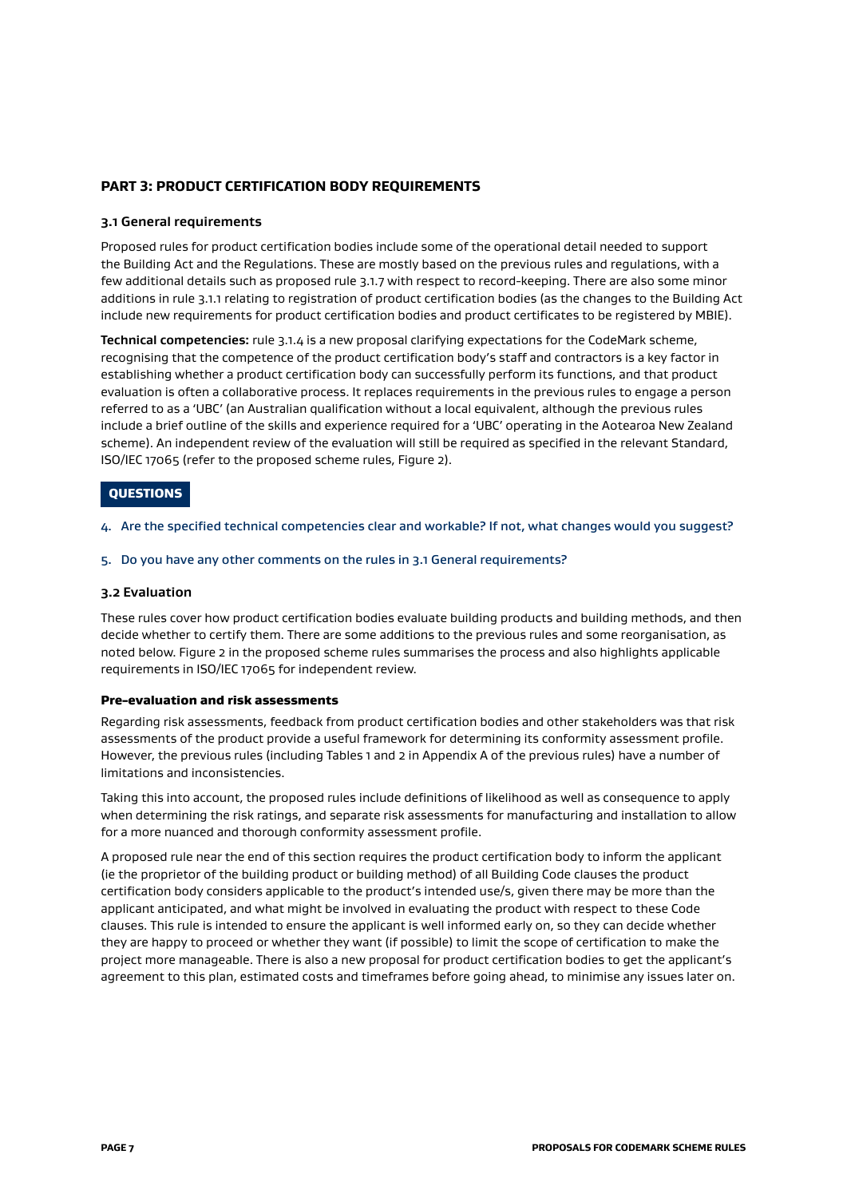## PART 3: PRODUCT CERTIFICATION BODY REQUIREMENTS

### 3.1 General requirements

Proposed rules for product certification bodies include some of the operational detail needed to support the Building Act and the Regulations. These are mostly based on the previous rules and regulations, with a few additional details such as proposed rule 3.1.7 with respect to record-keeping. There are also some minor additions in rule 3.1.1 relating to registration of product certification bodies (as the changes to the Building Act include new requirements for product certification bodies and product certificates to be registered by MBIE).

**Technical competencies:** rule 3.1.4 is a new proposal clarifying expectations for the CodeMark scheme, recognising that the competence of the product certification body's staff and contractors is a key factor in establishing whether a product certification body can successfully perform its functions, and that product evaluation is often a collaborative process. It replaces requirements in the previous rules to engage a person referred to as a 'UBC' (an Australian qualification without a local equivalent, although the previous rules include a brief outline of the skills and experience required for a 'UBC' operating in the Aotearoa New Zealand scheme). An independent review of the evaluation will still be required as specified in the relevant Standard, ISO/IEC 17065 (refer to the proposed scheme rules, Figure 2).

**QUESTIONS**

4. Are the specified technical competencies clear and workable? If not, what changes would you suggest?
5. Do you have any other comments on the rules in 3.1 General requirements?

### 3.2 Evaluation

These rules cover how product certification bodies evaluate building products and building methods, and then decide whether to certify them. There are some additions to the previous rules and some reorganisation, as noted below. Figure 2 in the proposed scheme rules summarises the process and also highlights applicable requirements in ISO/IEC 17065 for independent review.

#### Pre-evaluation and risk assessments

Regarding risk assessments, feedback from product certification bodies and other stakeholders was that risk assessments of the product provide a useful framework for determining its conformity assessment profile. However, the previous rules (including Tables 1 and 2 in Appendix A of the previous rules) have a number of limitations and inconsistencies.

Taking this into account, the proposed rules include definitions of likelihood as well as consequence to apply when determining the risk ratings, and separate risk assessments for manufacturing and installation to allow for a more nuanced and thorough conformity assessment profile.

A proposed rule near the end of this section requires the product certification body to inform the applicant (ie the proprietor of the building product or building method) of all Building Code clauses the product certification body considers applicable to the product's intended use/s, given there may be more than the applicant anticipated, and what might be involved in evaluating the product with respect to these Code clauses. This rule is intended to ensure the applicant is well informed early on, so they can decide whether they are happy to proceed or whether they want (if possible) to limit the scope of certification to make the project more manageable. There is also a new proposal for product certification bodies to get the applicant's agreement to this plan, estimated costs and timeframes before going ahead, to minimise any issues later on.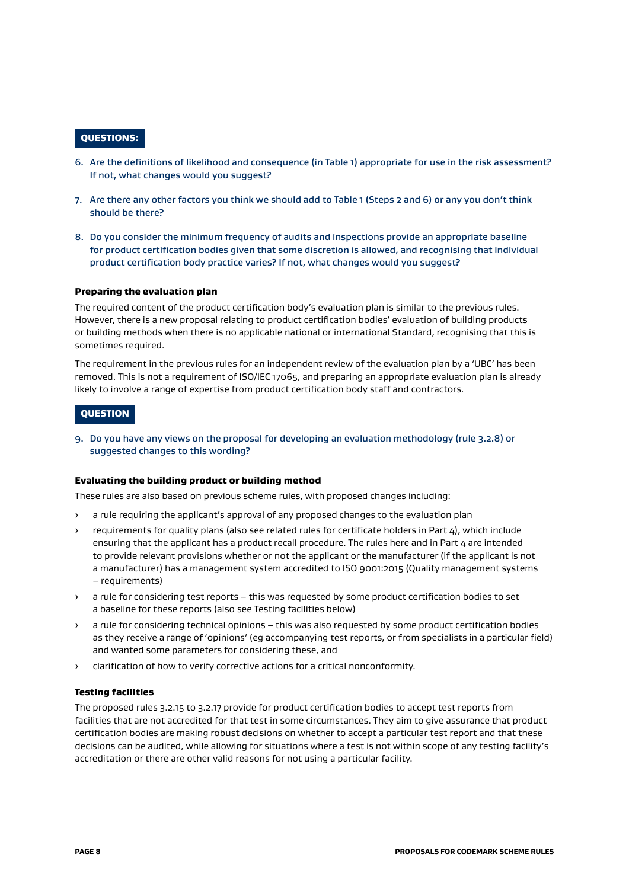**QUESTIONS:**

6. Are the definitions of likelihood and consequence (in Table 1) appropriate for use in the risk assessment? If not, what changes would you suggest?

7. Are there any other factors you think we should add to Table 1 (Steps 2 and 6) or any you don't think should be there?

8. Do you consider the minimum frequency of audits and inspections provide an appropriate baseline for product certification bodies given that some discretion is allowed, and recognising that individual product certification body practice varies? If not, what changes would you suggest?

#### Preparing the evaluation plan

The required content of the product certification body's evaluation plan is similar to the previous rules. However, there is a new proposal relating to product certification bodies' evaluation of building products or building methods when there is no applicable national or international Standard, recognising that this is sometimes required.

The requirement in the previous rules for an independent review of the evaluation plan by a 'UBC' has been removed. This is not a requirement of ISO/IEC 17065, and preparing an appropriate evaluation plan is already likely to involve a range of expertise from product certification body staff and contractors.

**QUESTION**

9. Do you have any views on the proposal for developing an evaluation methodology (rule 3.2.8) or suggested changes to this wording?

#### Evaluating the building product or building method

These rules are also based on previous scheme rules, with proposed changes including:

- a rule requiring the applicant's approval of any proposed changes to the evaluation plan
- requirements for quality plans (also see related rules for certificate holders in Part 4), which include ensuring that the applicant has a product recall procedure. The rules here and in Part 4 are intended to provide relevant provisions whether or not the applicant or the manufacturer (if the applicant is not a manufacturer) has a management system accredited to ISO 9001:2015 (Quality management systems – requirements)
- a rule for considering test reports – this was requested by some product certification bodies to set a baseline for these reports (also see Testing facilities below)
- a rule for considering technical opinions – this was also requested by some product certification bodies as they receive a range of 'opinions' (eg accompanying test reports, or from specialists in a particular field) and wanted some parameters for considering these, and
- clarification of how to verify corrective actions for a critical nonconformity.

#### Testing facilities

The proposed rules 3.2.15 to 3.2.17 provide for product certification bodies to accept test reports from facilities that are not accredited for that test in some circumstances. They aim to give assurance that product certification bodies are making robust decisions on whether to accept a particular test report and that these decisions can be audited, while allowing for situations where a test is not within scope of any testing facility's accreditation or there are other valid reasons for not using a particular facility.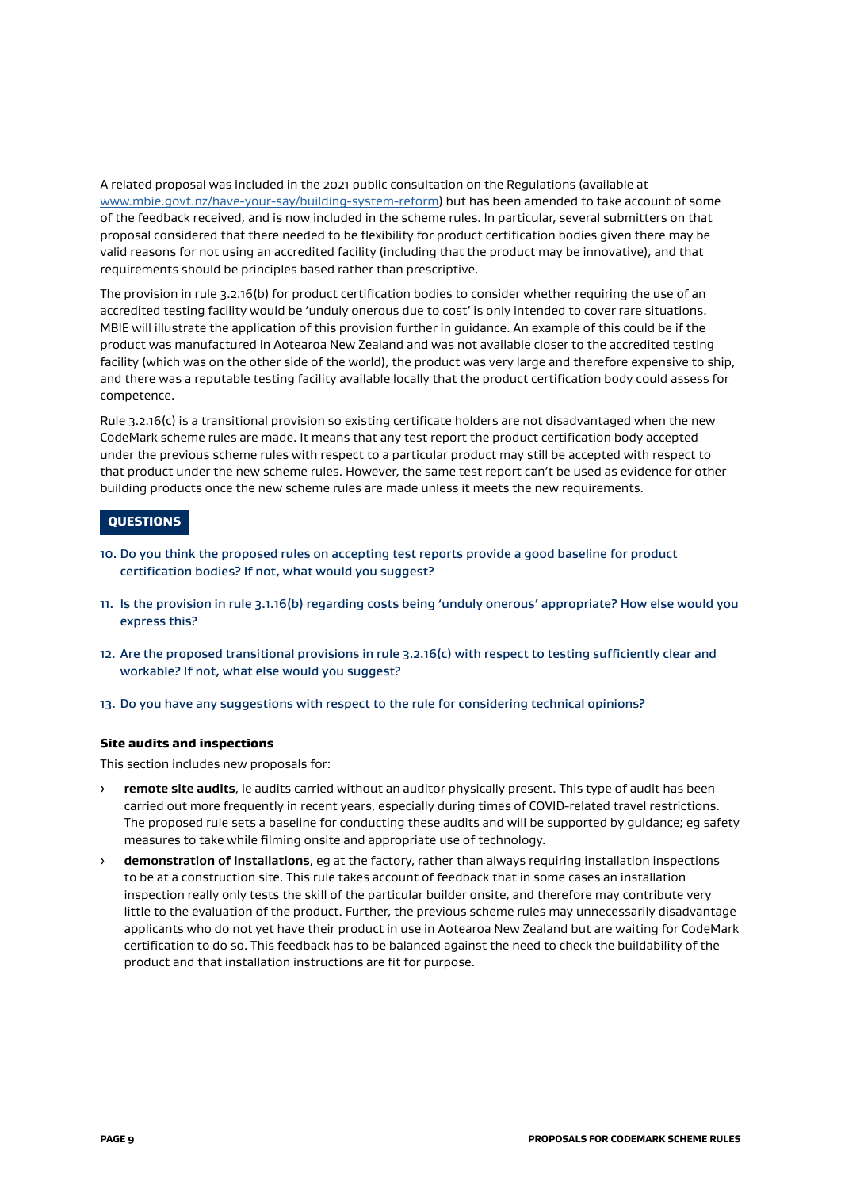A related proposal was included in the 2021 public consultation on the Regulations (available at [www.mbie.govt.nz/have-your-say/building-system-reform](www.mbie.govt.nz/have-your-say/building-system-reform)) but has been amended to take account of some of the feedback received, and is now included in the scheme rules. In particular, several submitters on that proposal considered that there needed to be flexibility for product certification bodies given there may be valid reasons for not using an accredited facility (including that the product may be innovative), and that requirements should be principles based rather than prescriptive.

The provision in rule 3.2.16(b) for product certification bodies to consider whether requiring the use of an accredited testing facility would be 'unduly onerous due to cost' is only intended to cover rare situations. MBIE will illustrate the application of this provision further in guidance. An example of this could be if the product was manufactured in Aotearoa New Zealand and was not available closer to the accredited testing facility (which was on the other side of the world), the product was very large and therefore expensive to ship, and there was a reputable testing facility available locally that the product certification body could assess for competence.

Rule 3.2.16(c) is a transitional provision so existing certificate holders are not disadvantaged when the new CodeMark scheme rules are made. It means that any test report the product certification body accepted under the previous scheme rules with respect to a particular product may still be accepted with respect to that product under the new scheme rules. However, the same test report can't be used as evidence for other building products once the new scheme rules are made unless it meets the new requirements.

**QUESTIONS**

10. Do you think the proposed rules on accepting test reports provide a good baseline for product certification bodies? If not, what would you suggest?
11. Is the provision in rule 3.1.16(b) regarding costs being 'unduly onerous' appropriate? How else would you express this?
12. Are the proposed transitional provisions in rule 3.2.16(c) with respect to testing sufficiently clear and workable? If not, what else would you suggest?
13. Do you have any suggestions with respect to the rule for considering technical opinions?

#### Site audits and inspections

This section includes new proposals for:

- **remote site audits**, ie audits carried without an auditor physically present. This type of audit has been carried out more frequently in recent years, especially during times of COVID-related travel restrictions. The proposed rule sets a baseline for conducting these audits and will be supported by guidance; eg safety measures to take while filming onsite and appropriate use of technology.
- **demonstration of installations**, eg at the factory, rather than always requiring installation inspections to be at a construction site. This rule takes account of feedback that in some cases an installation inspection really only tests the skill of the particular builder onsite, and therefore may contribute very little to the evaluation of the product. Further, the previous scheme rules may unnecessarily disadvantage applicants who do not yet have their product in use in Aotearoa New Zealand but are waiting for CodeMark certification to do so. This feedback has to be balanced against the need to check the buildability of the product and that installation instructions are fit for purpose.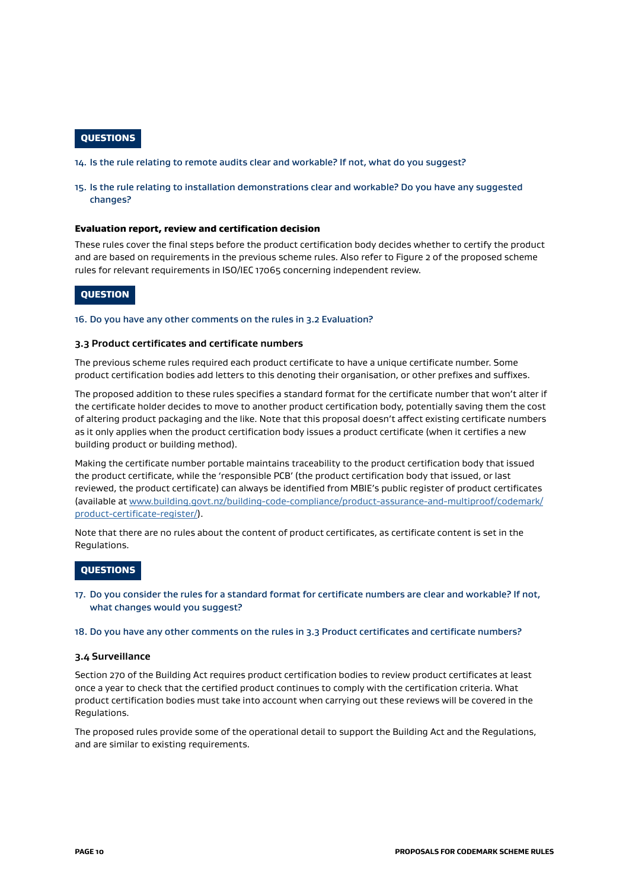**QUESTIONS**

14. Is the rule relating to remote audits clear and workable? If not, what do you suggest?
15. Is the rule relating to installation demonstrations clear and workable? Do you have any suggested changes?

#### Evaluation report, review and certification decision

These rules cover the final steps before the product certification body decides whether to certify the product and are based on requirements in the previous scheme rules. Also refer to Figure 2 of the proposed scheme rules for relevant requirements in ISO/IEC 17065 concerning independent review.

**QUESTION**

16. Do you have any other comments on the rules in 3.2 Evaluation?

### 3.3 Product certificates and certificate numbers

The previous scheme rules required each product certificate to have a unique certificate number. Some product certification bodies add letters to this denoting their organisation, or other prefixes and suffixes.

The proposed addition to these rules specifies a standard format for the certificate number that won't alter if the certificate holder decides to move to another product certification body, potentially saving them the cost of altering product packaging and the like. Note that this proposal doesn't affect existing certificate numbers as it only applies when the product certification body issues a product certificate (when it certifies a new building product or building method).

Making the certificate number portable maintains traceability to the product certification body that issued the product certificate, while the 'responsible PCB' (the product certification body that issued, or last reviewed, the product certificate) can always be identified from MBIE's public register of product certificates (available at [www.building.govt.nz/building-code-compliance/product-assurance-and-multiproof/codemark/product-certificate-register/](www.building.govt.nz/building-code-compliance/product-assurance-and-multiproof/codemark/product-certificate-register/)).

Note that there are no rules about the content of product certificates, as certificate content is set in the Regulations.

**QUESTIONS**

17. Do you consider the rules for a standard format for certificate numbers are clear and workable? If not, what changes would you suggest?
18. Do you have any other comments on the rules in 3.3 Product certificates and certificate numbers?

### 3.4 Surveillance

Section 270 of the Building Act requires product certification bodies to review product certificates at least once a year to check that the certified product continues to comply with the certification criteria. What product certification bodies must take into account when carrying out these reviews will be covered in the Regulations.

The proposed rules provide some of the operational detail to support the Building Act and the Regulations, and are similar to existing requirements.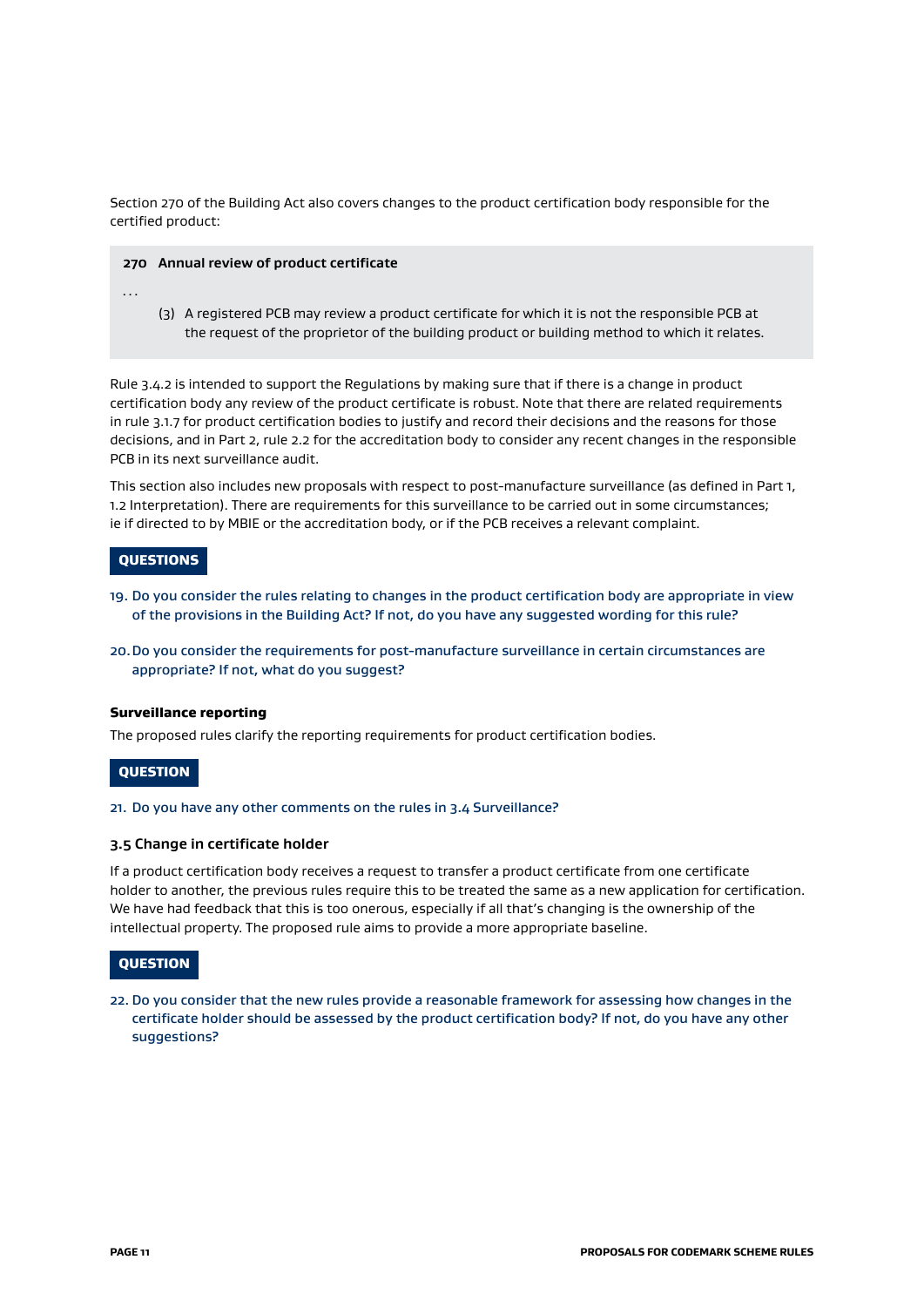Section 270 of the Building Act also covers changes to the product certification body responsible for the certified product:

> **270 Annual review of product certificate**
>
> ...
>
> (3) A registered PCB may review a product certificate for which it is not the responsible PCB at the request of the proprietor of the building product or building method to which it relates.

Rule 3.4.2 is intended to support the Regulations by making sure that if there is a change in product certification body any review of the product certificate is robust. Note that there are related requirements in rule 3.1.7 for product certification bodies to justify and record their decisions and the reasons for those decisions, and in Part 2, rule 2.2 for the accreditation body to consider any recent changes in the responsible PCB in its next surveillance audit.

This section also includes new proposals with respect to post-manufacture surveillance (as defined in Part 1, 1.2 Interpretation). There are requirements for this surveillance to be carried out in some circumstances; ie if directed to by MBIE or the accreditation body, or if the PCB receives a relevant complaint.

**QUESTIONS**

19. Do you consider the rules relating to changes in the product certification body are appropriate in view of the provisions in the Building Act? If not, do you have any suggested wording for this rule?

20. Do you consider the requirements for post-manufacture surveillance in certain circumstances are appropriate? If not, what do you suggest?

**Surveillance reporting**

The proposed rules clarify the reporting requirements for product certification bodies.

**QUESTION**

21. Do you have any other comments on the rules in 3.4 Surveillance?

### 3.5 Change in certificate holder

If a product certification body receives a request to transfer a product certificate from one certificate holder to another, the previous rules require this to be treated the same as a new application for certification. We have had feedback that this is too onerous, especially if all that's changing is the ownership of the intellectual property. The proposed rule aims to provide a more appropriate baseline.

**QUESTION**

22. Do you consider that the new rules provide a reasonable framework for assessing how changes in the certificate holder should be assessed by the product certification body? If not, do you have any other suggestions?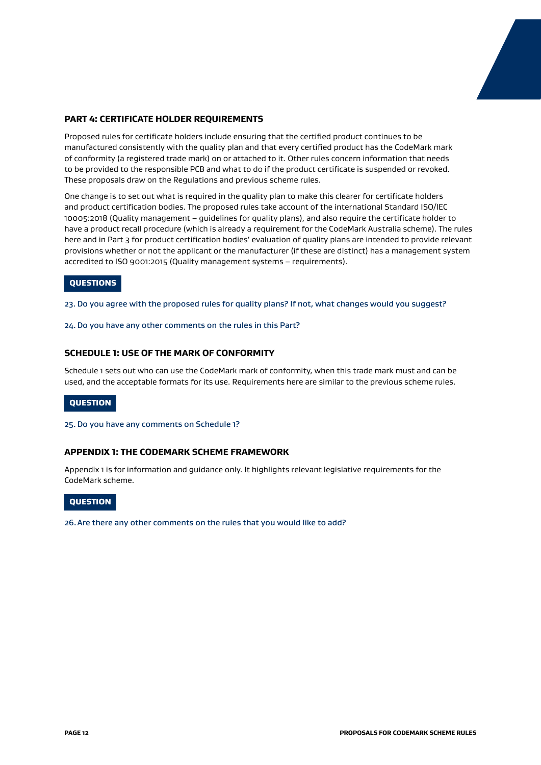## PART 4: CERTIFICATE HOLDER REQUIREMENTS

Proposed rules for certificate holders include ensuring that the certified product continues to be manufactured consistently with the quality plan and that every certified product has the CodeMark mark of conformity (a registered trade mark) on or attached to it. Other rules concern information that needs to be provided to the responsible PCB and what to do if the product certificate is suspended or revoked. These proposals draw on the Regulations and previous scheme rules.

One change is to set out what is required in the quality plan to make this clearer for certificate holders and product certification bodies. The proposed rules take account of the international Standard ISO/IEC 10005:2018 (Quality management – guidelines for quality plans), and also require the certificate holder to have a product recall procedure (which is already a requirement for the CodeMark Australia scheme). The rules here and in Part 3 for product certification bodies' evaluation of quality plans are intended to provide relevant provisions whether or not the applicant or the manufacturer (if these are distinct) has a management system accredited to ISO 9001:2015 (Quality management systems – requirements).

**QUESTIONS**

23. Do you agree with the proposed rules for quality plans? If not, what changes would you suggest?

24. Do you have any other comments on the rules in this Part?

## SCHEDULE 1: USE OF THE MARK OF CONFORMITY

Schedule 1 sets out who can use the CodeMark mark of conformity, when this trade mark must and can be used, and the acceptable formats for its use. Requirements here are similar to the previous scheme rules.

**QUESTION**

25. Do you have any comments on Schedule 1?

## APPENDIX 1: THE CODEMARK SCHEME FRAMEWORK

Appendix 1 is for information and guidance only. It highlights relevant legislative requirements for the CodeMark scheme.

**QUESTION**

26. Are there any other comments on the rules that you would like to add?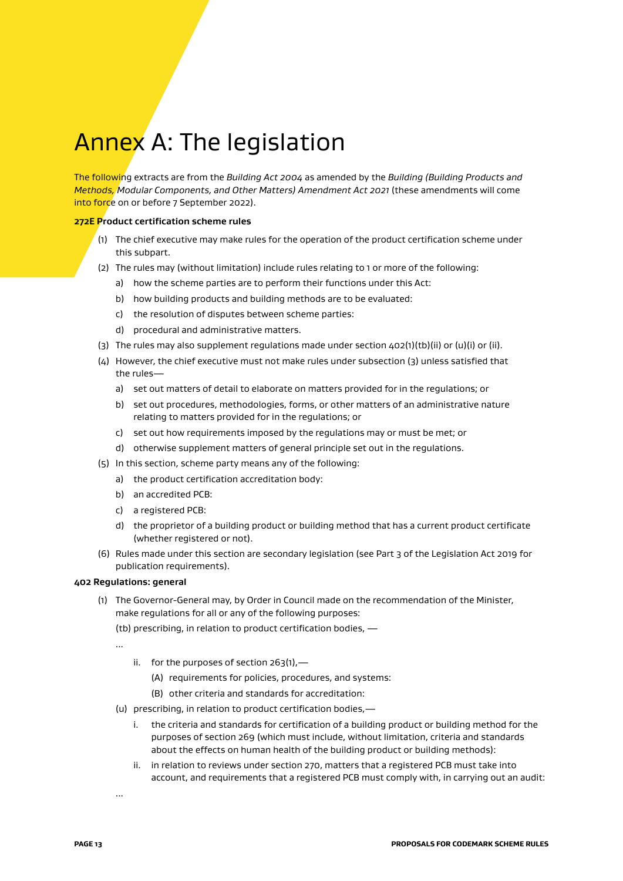# Annex A: The legislation

The following extracts are from the *Building Act 2004* as amended by the *Building (Building Products and Methods, Modular Components, and Other Matters) Amendment Act 2021* (these amendments will come into force on or before 7 September 2022).

**272E Product certification scheme rules**

(1) The chief executive may make rules for the operation of the product certification scheme under this subpart.

(2) The rules may (without limitation) include rules relating to 1 or more of the following:

   a) how the scheme parties are to perform their functions under this Act:

   b) how building products and building methods are to be evaluated:

   c) the resolution of disputes between scheme parties:

   d) procedural and administrative matters.

(3) The rules may also supplement regulations made under section 402(1)(tb)(ii) or (u)(i) or (ii).

(4) However, the chief executive must not make rules under subsection (3) unless satisfied that the rules—

   a) set out matters of detail to elaborate on matters provided for in the regulations; or

   b) set out procedures, methodologies, forms, or other matters of an administrative nature relating to matters provided for in the regulations; or

   c) set out how requirements imposed by the regulations may or must be met; or

   d) otherwise supplement matters of general principle set out in the regulations.

(5) In this section, scheme party means any of the following:

   a) the product certification accreditation body:

   b) an accredited PCB:

   c) a registered PCB:

   d) the proprietor of a building product or building method that has a current product certificate (whether registered or not).

(6) Rules made under this section are secondary legislation (see Part 3 of the Legislation Act 2019 for publication requirements).

**402 Regulations: general**

(1) The Governor-General may, by Order in Council made on the recommendation of the Minister, make regulations for all or any of the following purposes:

(tb) prescribing, in relation to product certification bodies, —

…

   ii. for the purposes of section 263(1),—

      (A) requirements for policies, procedures, and systems:

      (B) other criteria and standards for accreditation:

(u) prescribing, in relation to product certification bodies,—

   i. the criteria and standards for certification of a building product or building method for the purposes of section 269 (which must include, without limitation, criteria and standards about the effects on human health of the building product or building methods):

   ii. in relation to reviews under section 270, matters that a registered PCB must take into account, and requirements that a registered PCB must comply with, in carrying out an audit:

…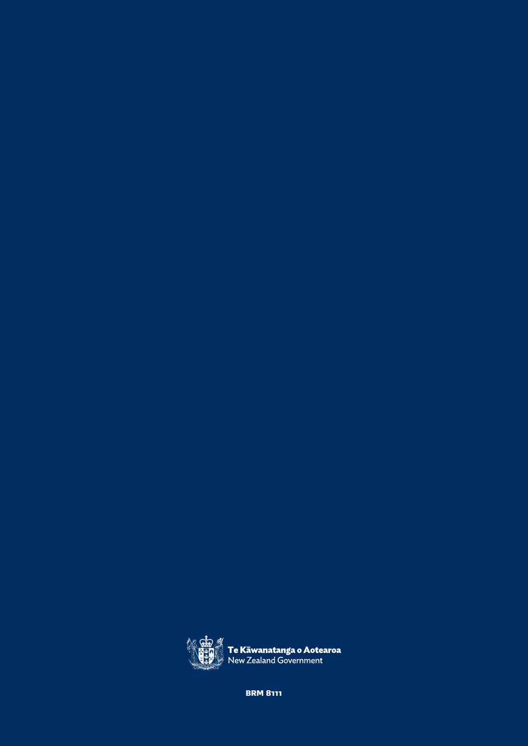Te Kāwanatanga o Aotearoa
New Zealand Government

BRM 8111